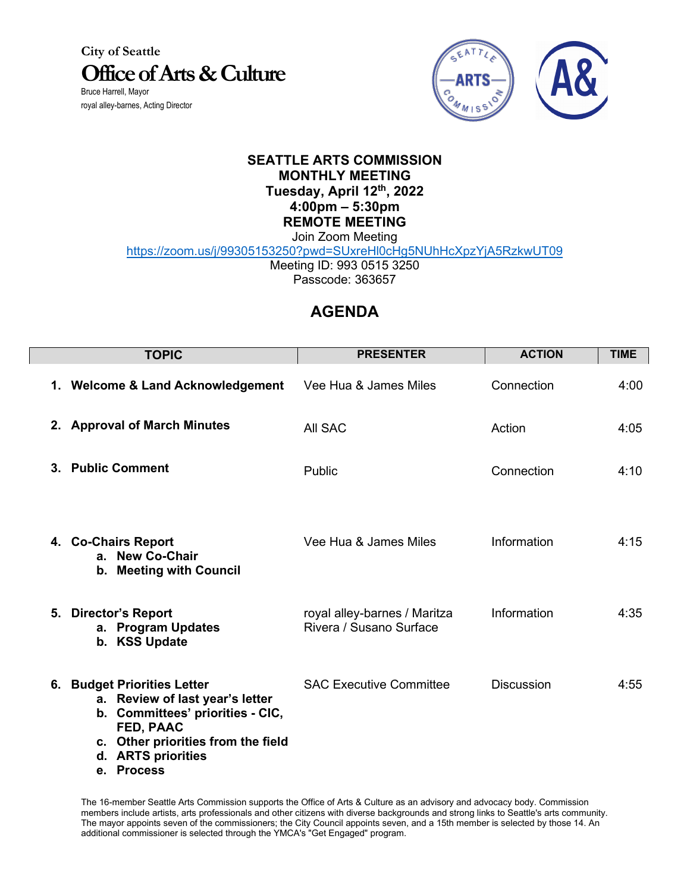City of Seattle

**Office of Arts & Culture**

Bruce Harrell, Mayor

royal alley-barnes, Acting Director

# SEATTLE ARTS COMMISSION
## MONTHLY MEETING
### Tuesday, April 12th, 2022
### 4:00pm – 5:30pm
### REMOTE MEETING

Join Zoom Meeting

https://zoom.us/j/99305153250?pwd=SUxreHl0cHg5NUhHcXpzYjA5RzkwUT09

Meeting ID: 993 0515 3250

Passcode: 363657

## AGENDA

| TOPIC | PRESENTER | ACTION | TIME |
|---|---|---|---|
| **1. Welcome & Land Acknowledgement** | Vee Hua & James Miles | Connection | 4:00 |
| **2. Approval of March Minutes** | All SAC | Action | 4:05 |
| **3. Public Comment** | Public | Connection | 4:10 |
| **4. Co-Chairs Report**<br>**a. New Co-Chair**<br>**b. Meeting with Council** | Vee Hua & James Miles | Information | 4:15 |
| **5. Director's Report**<br>**a. Program Updates**<br>**b. KSS Update** | royal alley-barnes / Maritza Rivera / Susano Surface | Information | 4:35 |
| **6. Budget Priorities Letter**<br>**a. Review of last year's letter**<br>**b. Committees' priorities - CIC, FED, PAAC**<br>**c. Other priorities from the field**<br>**d. ARTS priorities**<br>**e. Process** | SAC Executive Committee | Discussion | 4:55 |

The 16-member Seattle Arts Commission supports the Office of Arts & Culture as an advisory and advocacy body. Commission members include artists, arts professionals and other citizens with diverse backgrounds and strong links to Seattle's arts community. The mayor appoints seven of the commissioners; the City Council appoints seven, and a 15th member is selected by those 14. An additional commissioner is selected through the YMCA's "Get Engaged" program.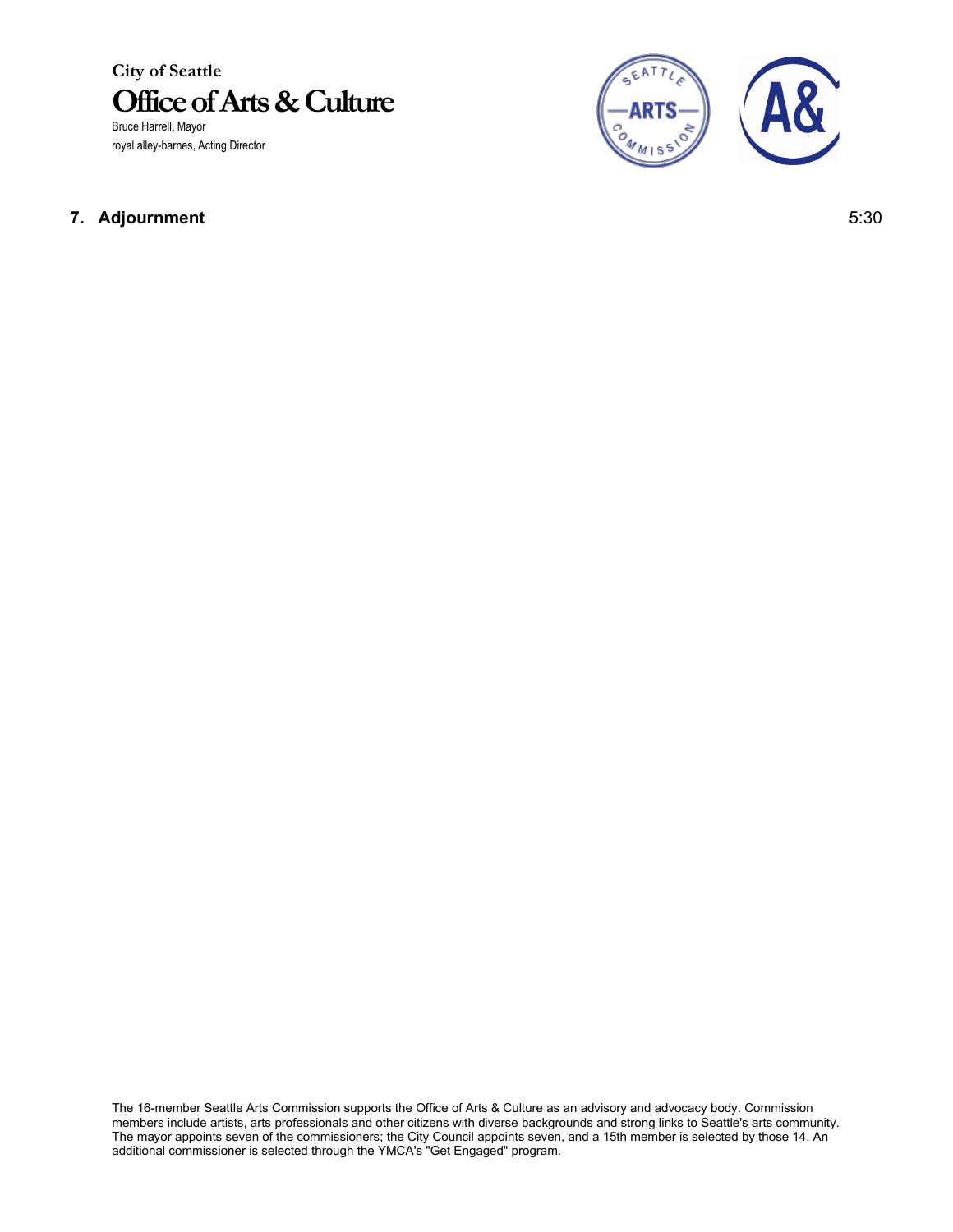City of Seattle

# Office of Arts & Culture

Bruce Harrell, Mayor
royal alley-barnes, Acting Director

**7. Adjournment** 5:30

The 16-member Seattle Arts Commission supports the Office of Arts & Culture as an advisory and advocacy body. Commission members include artists, arts professionals and other citizens with diverse backgrounds and strong links to Seattle's arts community. The mayor appoints seven of the commissioners; the City Council appoints seven, and a 15th member is selected by those 14. An additional commissioner is selected through the YMCA's "Get Engaged" program.